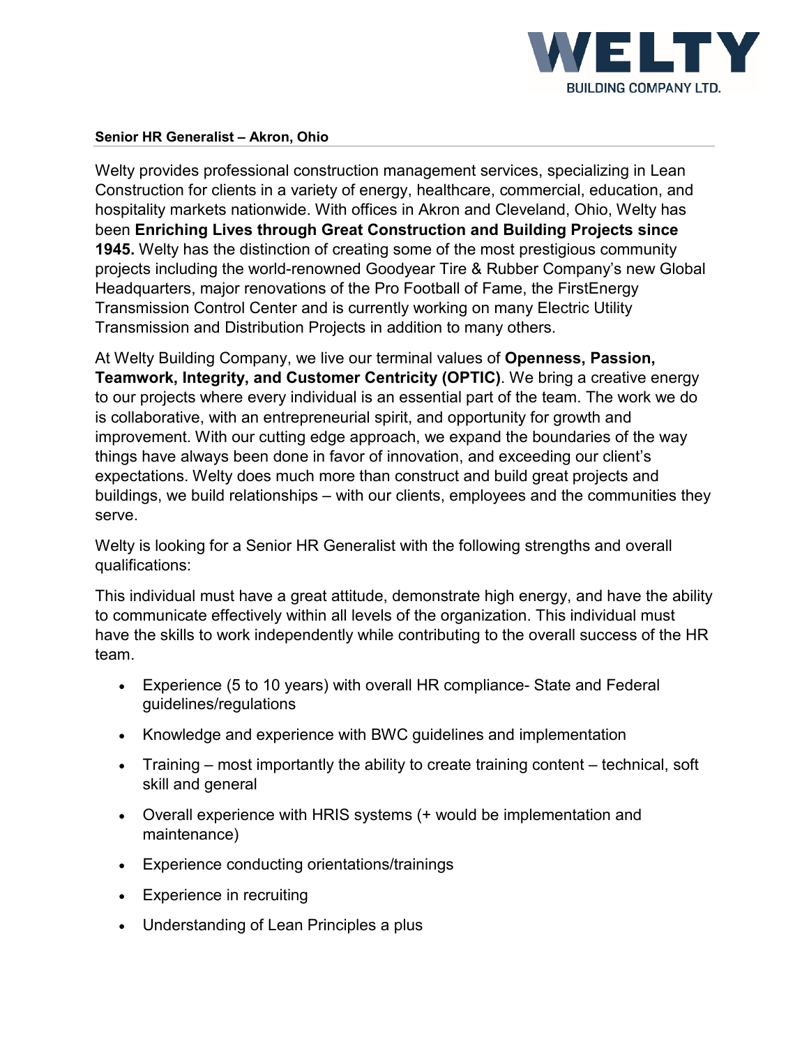WELTY BUILDING COMPANY LTD.

**Senior HR Generalist – Akron, Ohio**

Welty provides professional construction management services, specializing in Lean Construction for clients in a variety of energy, healthcare, commercial, education, and hospitality markets nationwide. With offices in Akron and Cleveland, Ohio, Welty has been **Enriching Lives through Great Construction and Building Projects since 1945.** Welty has the distinction of creating some of the most prestigious community projects including the world-renowned Goodyear Tire & Rubber Company's new Global Headquarters, major renovations of the Pro Football of Fame, the FirstEnergy Transmission Control Center and is currently working on many Electric Utility Transmission and Distribution Projects in addition to many others.

At Welty Building Company, we live our terminal values of **Openness, Passion, Teamwork, Integrity, and Customer Centricity (OPTIC)**. We bring a creative energy to our projects where every individual is an essential part of the team. The work we do is collaborative, with an entrepreneurial spirit, and opportunity for growth and improvement. With our cutting edge approach, we expand the boundaries of the way things have always been done in favor of innovation, and exceeding our client's expectations. Welty does much more than construct and build great projects and buildings, we build relationships – with our clients, employees and the communities they serve.

Welty is looking for a Senior HR Generalist with the following strengths and overall qualifications:

This individual must have a great attitude, demonstrate high energy, and have the ability to communicate effectively within all levels of the organization. This individual must have the skills to work independently while contributing to the overall success of the HR team.

- Experience (5 to 10 years) with overall HR compliance- State and Federal guidelines/regulations
- Knowledge and experience with BWC guidelines and implementation
- Training – most importantly the ability to create training content – technical, soft skill and general
- Overall experience with HRIS systems (+ would be implementation and maintenance)
- Experience conducting orientations/trainings
- Experience in recruiting
- Understanding of Lean Principles a plus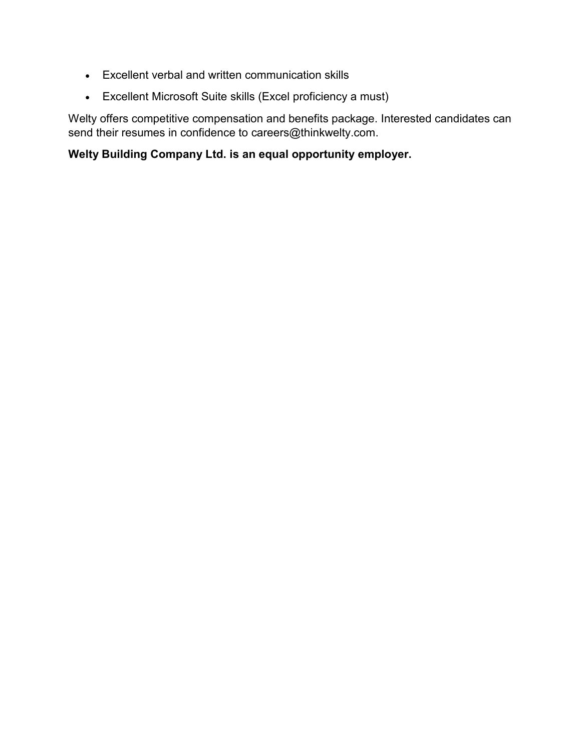- Excellent verbal and written communication skills
- Excellent Microsoft Suite skills (Excel proficiency a must)

Welty offers competitive compensation and benefits package. Interested candidates can send their resumes in confidence to careers@thinkwelty.com.

**Welty Building Company Ltd. is an equal opportunity employer.**